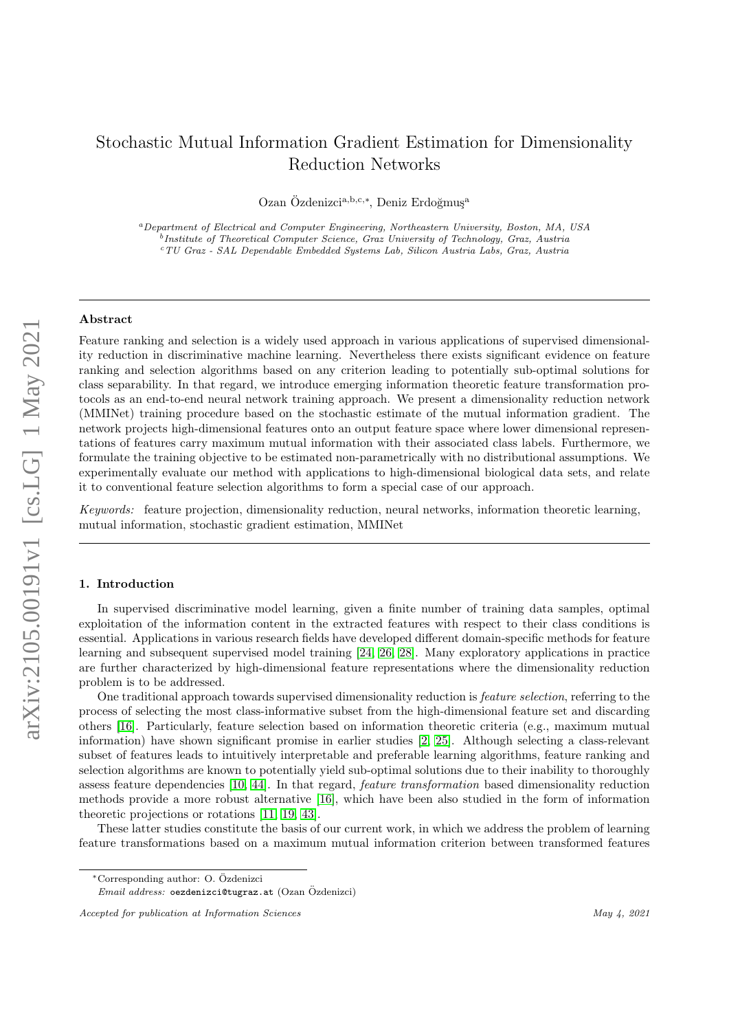# Stochastic Mutual Information Gradient Estimation for Dimensionality Reduction Networks

Ozan Özdenizci[a,b,c,*], Deniz Erdoğmuş[a]

[a] *Department of Electrical and Computer Engineering, Northeastern University, Boston, MA, USA*
[b] *Institute of Theoretical Computer Science, Graz University of Technology, Graz, Austria*
[c] *TU Graz - SAL Dependable Embedded Systems Lab, Silicon Austria Labs, Graz, Austria*

## Abstract

Feature ranking and selection is a widely used approach in various applications of supervised dimensionality reduction in discriminative machine learning. Nevertheless there exists significant evidence on feature ranking and selection algorithms based on any criterion leading to potentially sub-optimal solutions for class separability. In that regard, we introduce emerging information theoretic feature transformation protocols as an end-to-end neural network training approach. We present a dimensionality reduction network (MMINet) training procedure based on the stochastic estimate of the mutual information gradient. The network projects high-dimensional features onto an output feature space where lower dimensional representations of features carry maximum mutual information with their associated class labels. Furthermore, we formulate the training objective to be estimated non-parametrically with no distributional assumptions. We experimentally evaluate our method with applications to high-dimensional biological data sets, and relate it to conventional feature selection algorithms to form a special case of our approach.

*Keywords:* feature projection, dimensionality reduction, neural networks, information theoretic learning, mutual information, stochastic gradient estimation, MMINet

## 1. Introduction

In supervised discriminative model learning, given a finite number of training data samples, optimal exploitation of the information content in the extracted features with respect to their class conditions is essential. Applications in various research fields have developed different domain-specific methods for feature learning and subsequent supervised model training [24, 26, 28]. Many exploratory applications in practice are further characterized by high-dimensional feature representations where the dimensionality reduction problem is to be addressed.

One traditional approach towards supervised dimensionality reduction is *feature selection*, referring to the process of selecting the most class-informative subset from the high-dimensional feature set and discarding others [16]. Particularly, feature selection based on information theoretic criteria (e.g., maximum mutual information) have shown significant promise in earlier studies [2, 25]. Although selecting a class-relevant subset of features leads to intuitively interpretable and preferable learning algorithms, feature ranking and selection algorithms are known to potentially yield sub-optimal solutions due to their inability to thoroughly assess feature dependencies [10, 44]. In that regard, *feature transformation* based dimensionality reduction methods provide a more robust alternative [16], which have been also studied in the form of information theoretic projections or rotations [11, 19, 43].

These latter studies constitute the basis of our current work, in which we address the problem of learning feature transformations based on a maximum mutual information criterion between transformed features

---

*Corresponding author: O. Özdenizci

*Email address:* oezdenizci@tugraz.at (Ozan Özdenizci)

*Accepted for publication at Information Sciences* *May 4, 2021*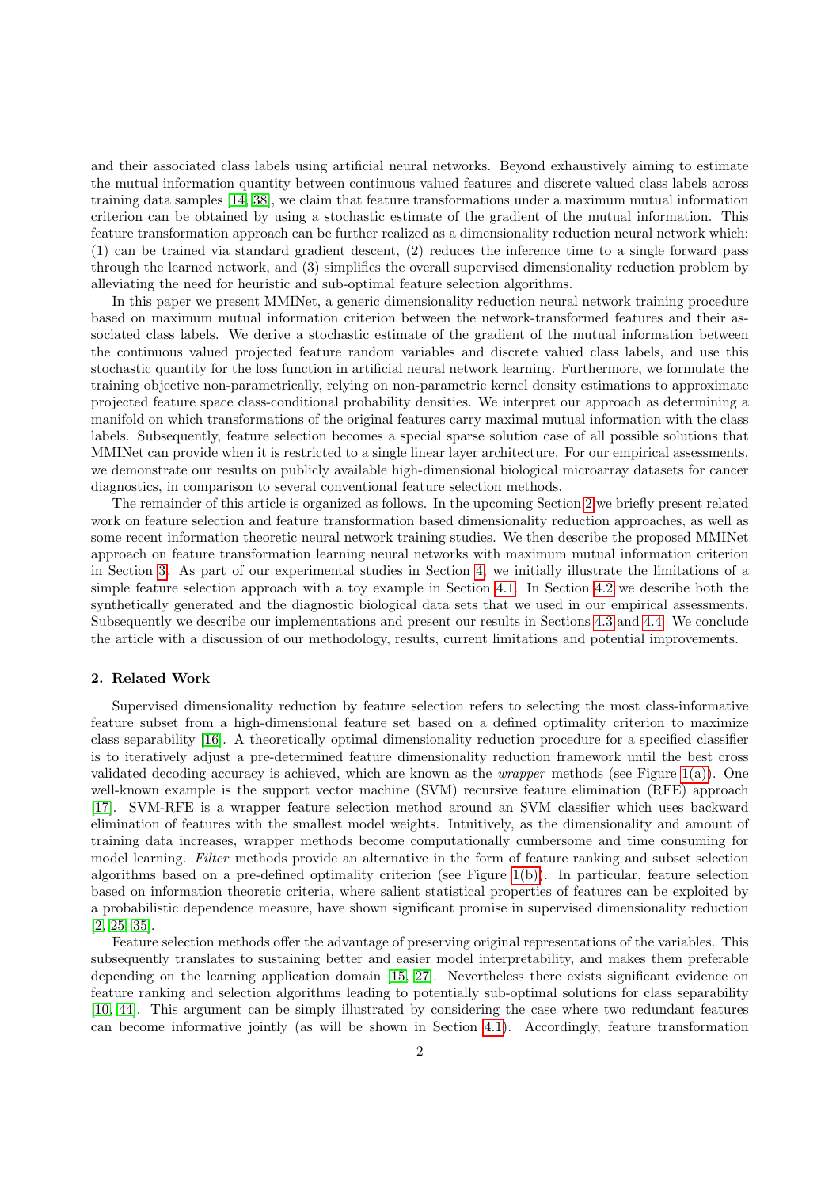and their associated class labels using artificial neural networks. Beyond exhaustively aiming to estimate the mutual information quantity between continuous valued features and discrete valued class labels across training data samples [14, 38], we claim that feature transformations under a maximum mutual information criterion can be obtained by using a stochastic estimate of the gradient of the mutual information. This feature transformation approach can be further realized as a dimensionality reduction neural network which: (1) can be trained via standard gradient descent, (2) reduces the inference time to a single forward pass through the learned network, and (3) simplifies the overall supervised dimensionality reduction problem by alleviating the need for heuristic and sub-optimal feature selection algorithms.

In this paper we present MMINet, a generic dimensionality reduction neural network training procedure based on maximum mutual information criterion between the network-transformed features and their associated class labels. We derive a stochastic estimate of the gradient of the mutual information between the continuous valued projected feature random variables and discrete valued class labels, and use this stochastic quantity for the loss function in artificial neural network learning. Furthermore, we formulate the training objective non-parametrically, relying on non-parametric kernel density estimations to approximate projected feature space class-conditional probability densities. We interpret our approach as determining a manifold on which transformations of the original features carry maximal mutual information with the class labels. Subsequently, feature selection becomes a special sparse solution case of all possible solutions that MMINet can provide when it is restricted to a single linear layer architecture. For our empirical assessments, we demonstrate our results on publicly available high-dimensional biological microarray datasets for cancer diagnostics, in comparison to several conventional feature selection methods.

The remainder of this article is organized as follows. In the upcoming Section 2 we briefly present related work on feature selection and feature transformation based dimensionality reduction approaches, as well as some recent information theoretic neural network training studies. We then describe the proposed MMINet approach on feature transformation learning neural networks with maximum mutual information criterion in Section 3. As part of our experimental studies in Section 4, we initially illustrate the limitations of a simple feature selection approach with a toy example in Section 4.1. In Section 4.2 we describe both the synthetically generated and the diagnostic biological data sets that we used in our empirical assessments. Subsequently we describe our implementations and present our results in Sections 4.3 and 4.4. We conclude the article with a discussion of our methodology, results, current limitations and potential improvements.

## 2. Related Work

Supervised dimensionality reduction by feature selection refers to selecting the most class-informative feature subset from a high-dimensional feature set based on a defined optimality criterion to maximize class separability [16]. A theoretically optimal dimensionality reduction procedure for a specified classifier is to iteratively adjust a pre-determined feature dimensionality reduction framework until the best cross validated decoding accuracy is achieved, which are known as the *wrapper* methods (see Figure 1(a)). One well-known example is the support vector machine (SVM) recursive feature elimination (RFE) approach [17]. SVM-RFE is a wrapper feature selection method around an SVM classifier which uses backward elimination of features with the smallest model weights. Intuitively, as the dimensionality and amount of training data increases, wrapper methods become computationally cumbersome and time consuming for model learning. *Filter* methods provide an alternative in the form of feature ranking and subset selection algorithms based on a pre-defined optimality criterion (see Figure 1(b)). In particular, feature selection based on information theoretic criteria, where salient statistical properties of features can be exploited by a probabilistic dependence measure, have shown significant promise in supervised dimensionality reduction [2, 25, 35].

Feature selection methods offer the advantage of preserving original representations of the variables. This subsequently translates to sustaining better and easier model interpretability, and makes them preferable depending on the learning application domain [15, 27]. Nevertheless there exists significant evidence on feature ranking and selection algorithms leading to potentially sub-optimal solutions for class separability [10, 44]. This argument can be simply illustrated by considering the case where two redundant features can become informative jointly (as will be shown in Section 4.1). Accordingly, feature transformation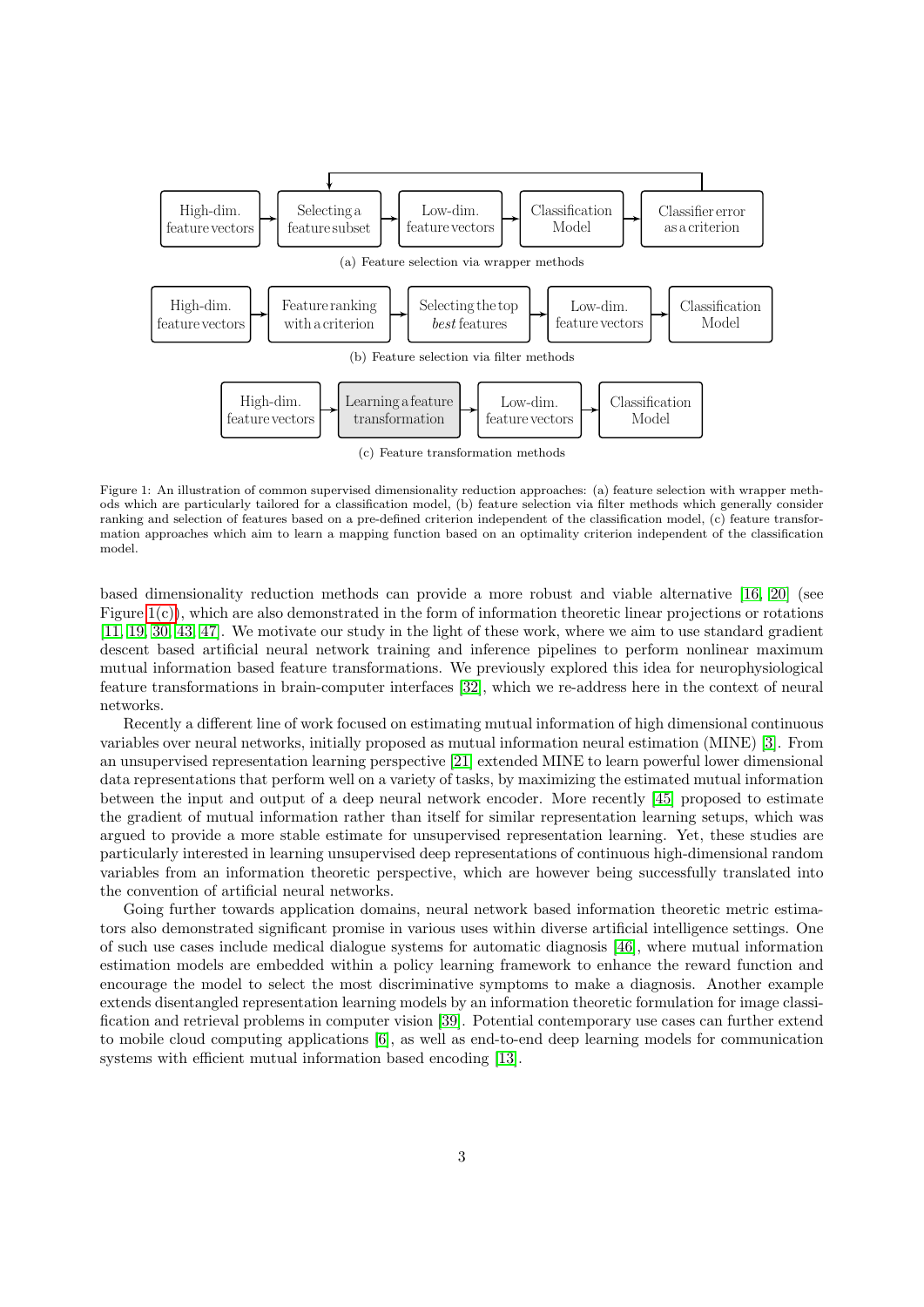(a) Feature selection via wrapper methods

(b) Feature selection via filter methods

(c) Feature transformation methods

Figure 1: An illustration of common supervised dimensionality reduction approaches: (a) feature selection with wrapper methods which are particularly tailored for a classification model, (b) feature selection via filter methods which generally consider ranking and selection of features based on a pre-defined criterion independent of the classification model, (c) feature transformation approaches which aim to learn a mapping function based on an optimality criterion independent of the classification model.

based dimensionality reduction methods can provide a more robust and viable alternative [16, 20] (see Figure 1(c)), which are also demonstrated in the form of information theoretic linear projections or rotations [11, 19, 30, 43, 47]. We motivate our study in the light of these work, where we aim to use standard gradient descent based artificial neural network training and inference pipelines to perform nonlinear maximum mutual information based feature transformations. We previously explored this idea for neurophysiological feature transformations in brain-computer interfaces [32], which we re-address here in the context of neural networks.

Recently a different line of work focused on estimating mutual information of high dimensional continuous variables over neural networks, initially proposed as mutual information neural estimation (MINE) [3]. From an unsupervised representation learning perspective [21] extended MINE to learn powerful lower dimensional data representations that perform well on a variety of tasks, by maximizing the estimated mutual information between the input and output of a deep neural network encoder. More recently [45] proposed to estimate the gradient of mutual information rather than itself for similar representation learning setups, which was argued to provide a more stable estimate for unsupervised representation learning. Yet, these studies are particularly interested in learning unsupervised deep representations of continuous high-dimensional random variables from an information theoretic perspective, which are however being successfully translated into the convention of artificial neural networks.

Going further towards application domains, neural network based information theoretic metric estimators also demonstrated significant promise in various uses within diverse artificial intelligence settings. One of such use cases include medical dialogue systems for automatic diagnosis [46], where mutual information estimation models are embedded within a policy learning framework to enhance the reward function and encourage the model to select the most discriminative symptoms to make a diagnosis. Another example extends disentangled representation learning models by an information theoretic formulation for image classification and retrieval problems in computer vision [39]. Potential contemporary use cases can further extend to mobile cloud computing applications [6], as well as end-to-end deep learning models for communication systems with efficient mutual information based encoding [13].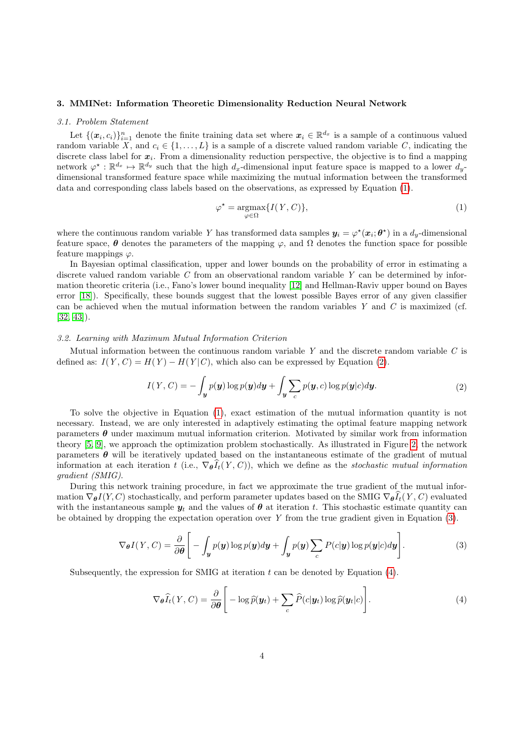## 3. MMINet: Information Theoretic Dimensionality Reduction Neural Network

### 3.1. Problem Statement

Let $\{(\boldsymbol{x}_i, c_i)\}_{i=1}^{n}$ denote the finite training data set where $\boldsymbol{x}_i \in \mathbb{R}^{d_x}$ is a sample of a continuous valued random variable $X$, and $c_i \in \{1, \dots, L\}$ is a sample of a discrete valued random variable $C$, indicating the discrete class label for $\boldsymbol{x}_i$. From a dimensionality reduction perspective, the objective is to find a mapping network $\varphi^\star : \mathbb{R}^{d_x} \mapsto \mathbb{R}^{d_y}$ such that the high $d_x$-dimensional input feature space is mapped to a lower $d_y$-dimensional transformed feature space while maximizing the mutual information between the transformed data and corresponding class labels based on the observations, as expressed by Equation (1).

$$\varphi^\star = \underset{\varphi \in \Omega}{\operatorname{argmax}} \{I(Y, C)\}, \tag{1}$$

where the continuous random variable $Y$ has transformed data samples $\boldsymbol{y}_i = \varphi^\star(\boldsymbol{x}_i; \boldsymbol{\theta}^\star)$ in a $d_y$-dimensional feature space, $\boldsymbol{\theta}$ denotes the parameters of the mapping $\varphi$, and $\Omega$ denotes the function space for possible feature mappings $\varphi$.

In Bayesian optimal classification, upper and lower bounds on the probability of error in estimating a discrete valued random variable $C$ from an observational random variable $Y$ can be determined by information theoretic criteria (i.e., Fano's lower bound inequality [12] and Hellman-Raviv upper bound on Bayes error [18]). Specifically, these bounds suggest that the lowest possible Bayes error of any given classifier can be achieved when the mutual information between the random variables $Y$ and $C$ is maximized (cf. [32, 43]).

### 3.2. Learning with Maximum Mutual Information Criterion

Mutual information between the continuous random variable $Y$ and the discrete random variable $C$ is defined as: $I(Y, C) = H(Y) - H(Y|C)$, which also can be expressed by Equation (2).

$$I(Y, C) = -\int_{\boldsymbol{y}} p(\boldsymbol{y}) \log p(\boldsymbol{y}) d\boldsymbol{y} + \int_{\boldsymbol{y}} \sum_{c} p(\boldsymbol{y}, c) \log p(\boldsymbol{y}|c) d\boldsymbol{y}. \tag{2}$$

To solve the objective in Equation (1), exact estimation of the mutual information quantity is not necessary. Instead, we are only interested in adaptively estimating the optimal feature mapping network parameters $\boldsymbol{\theta}$ under maximum mutual information criterion. Motivated by similar work from information theory [5, 9], we approach the optimization problem stochastically. As illustrated in Figure 2, the network parameters $\boldsymbol{\theta}$ will be iteratively updated based on the instantaneous estimate of the gradient of mutual information at each iteration $t$ (i.e., $\nabla_{\boldsymbol{\theta}} \widehat{I}_t(Y, C)$), which we define as the *stochastic mutual information gradient (SMIG)*.

During this network training procedure, in fact we approximate the true gradient of the mutual information $\nabla_{\boldsymbol{\theta}} I(Y, C)$ stochastically, and perform parameter updates based on the SMIG $\nabla_{\boldsymbol{\theta}} \widehat{I}_t(Y, C)$ evaluated with the instantaneous sample $\boldsymbol{y}_t$ and the values of $\boldsymbol{\theta}$ at iteration $t$. This stochastic estimate quantity can be obtained by dropping the expectation operation over $Y$ from the true gradient given in Equation (3).

$$\nabla_{\boldsymbol{\theta}} I(Y, C) = \frac{\partial}{\partial \boldsymbol{\theta}} \left[ -\int_{\boldsymbol{y}} p(\boldsymbol{y}) \log p(\boldsymbol{y}) d\boldsymbol{y} + \int_{\boldsymbol{y}} p(\boldsymbol{y}) \sum_{c} P(c|\boldsymbol{y}) \log p(\boldsymbol{y}|c) d\boldsymbol{y} \right]. \tag{3}$$

Subsequently, the expression for SMIG at iteration $t$ can be denoted by Equation (4).

$$\nabla_{\boldsymbol{\theta}} \widehat{I}_t(Y, C) = \frac{\partial}{\partial \boldsymbol{\theta}} \left[ -\log \widehat{p}(\boldsymbol{y}_t) + \sum_{c} \widehat{P}(c|\boldsymbol{y}_t) \log \widehat{p}(\boldsymbol{y}_t|c) \right]. \tag{4}$$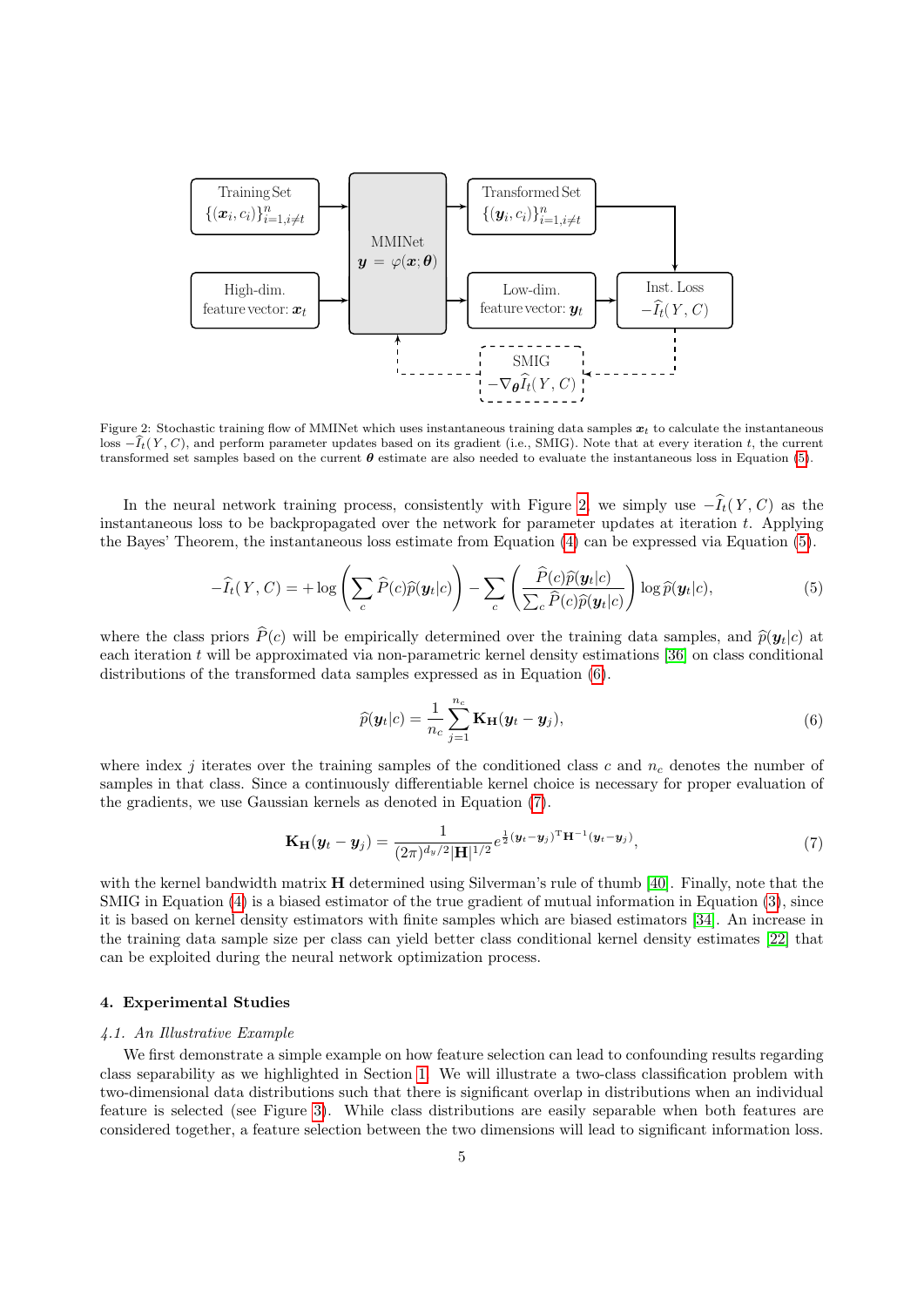Figure 2: Stochastic training flow of MMINet which uses instantaneous training data samples $\boldsymbol{x}_t$ to calculate the instantaneous loss $-\widehat{I}_t(Y, C)$, and perform parameter updates based on its gradient (i.e., SMIG). Note that at every iteration $t$, the current transformed set samples based on the current $\boldsymbol{\theta}$ estimate are also needed to evaluate the instantaneous loss in Equation (5).

In the neural network training process, consistently with Figure 2, we simply use $-\widehat{I}_t(Y, C)$ as the instantaneous loss to be backpropagated over the network for parameter updates at iteration $t$. Applying the Bayes' Theorem, the instantaneous loss estimate from Equation (4) can be expressed via Equation (5).

$$-\widehat{I}_t(Y, C) = +\log\left(\sum_c \widehat{P}(c)\widehat{p}(\boldsymbol{y}_t|c)\right) - \sum_c \left(\frac{\widehat{P}(c)\widehat{p}(\boldsymbol{y}_t|c)}{\sum_c \widehat{P}(c)\widehat{p}(\boldsymbol{y}_t|c)}\right)\log \widehat{p}(\boldsymbol{y}_t|c), \tag{5}$$

where the class priors $\widehat{P}(c)$ will be empirically determined over the training data samples, and $\widehat{p}(\boldsymbol{y}_t|c)$ at each iteration $t$ will be approximated via non-parametric kernel density estimations [36] on class conditional distributions of the transformed data samples expressed as in Equation (6).

$$\widehat{p}(\boldsymbol{y}_t|c) = \frac{1}{n_c}\sum_{j=1}^{n_c} \mathbf{K}_{\mathbf{H}}(\boldsymbol{y}_t - \boldsymbol{y}_j), \tag{6}$$

where index $j$ iterates over the training samples of the conditioned class $c$ and $n_c$ denotes the number of samples in that class. Since a continuously differentiable kernel choice is necessary for proper evaluation of the gradients, we use Gaussian kernels as denoted in Equation (7).

$$\mathbf{K}_{\mathbf{H}}(\boldsymbol{y}_t - \boldsymbol{y}_j) = \frac{1}{(2\pi)^{d_y/2}|\mathbf{H}|^{1/2}} e^{\frac{1}{2}(\boldsymbol{y}_t - \boldsymbol{y}_j)^{\mathrm{T}}\mathbf{H}^{-1}(\boldsymbol{y}_t - \boldsymbol{y}_j)}, \tag{7}$$

with the kernel bandwidth matrix $\mathbf{H}$ determined using Silverman's rule of thumb [40]. Finally, note that the SMIG in Equation (4) is a biased estimator of the true gradient of mutual information in Equation (3), since it is based on kernel density estimators with finite samples which are biased estimators [34]. An increase in the training data sample size per class can yield better class conditional kernel density estimates [22] that can be exploited during the neural network optimization process.

## 4. Experimental Studies

### 4.1. An Illustrative Example

We first demonstrate a simple example on how feature selection can lead to confounding results regarding class separability as we highlighted in Section 1. We will illustrate a two-class classification problem with two-dimensional data distributions such that there is significant overlap in distributions when an individual feature is selected (see Figure 3). While class distributions are easily separable when both features are considered together, a feature selection between the two dimensions will lead to significant information loss.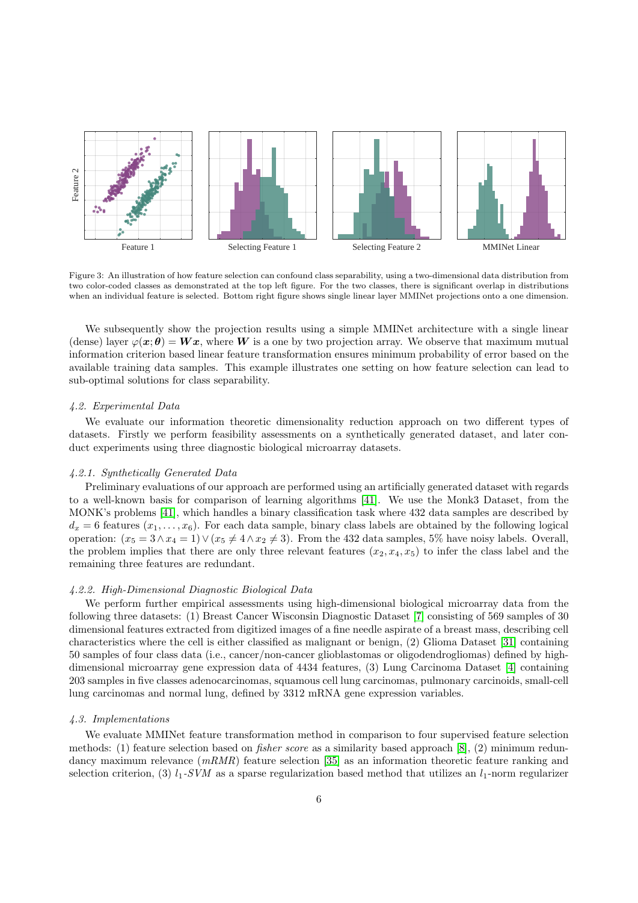Figure 3: An illustration of how feature selection can confound class separability, using a two-dimensional data distribution from two color-coded classes as demonstrated at the top left figure. For the two classes, there is significant overlap in distributions when an individual feature is selected. Bottom right figure shows single linear layer MMINet projections onto a one dimension.

We subsequently show the projection results using a simple MMINet architecture with a single linear (dense) layer $\varphi(\boldsymbol{x};\boldsymbol{\theta}) = \boldsymbol{W}\boldsymbol{x}$, where $\boldsymbol{W}$ is a one by two projection array. We observe that maximum mutual information criterion based linear feature transformation ensures minimum probability of error based on the available training data samples. This example illustrates one setting on how feature selection can lead to sub-optimal solutions for class separability.

### *4.2. Experimental Data*

We evaluate our information theoretic dimensionality reduction approach on two different types of datasets. Firstly we perform feasibility assessments on a synthetically generated dataset, and later conduct experiments using three diagnostic biological microarray datasets.

#### *4.2.1. Synthetically Generated Data*

Preliminary evaluations of our approach are performed using an artificially generated dataset with regards to a well-known basis for comparison of learning algorithms [41]. We use the Monk3 Dataset, from the MONK's problems [41], which handles a binary classification task where 432 data samples are described by $d_x = 6$ features $(x_1, \ldots, x_6)$. For each data sample, binary class labels are obtained by the following logical operation: $(x_5 = 3 \wedge x_4 = 1) \vee (x_5 \neq 4 \wedge x_2 \neq 3)$. From the 432 data samples, 5% have noisy labels. Overall, the problem implies that there are only three relevant features $(x_2, x_4, x_5)$ to infer the class label and the remaining three features are redundant.

#### *4.2.2. High-Dimensional Diagnostic Biological Data*

We perform further empirical assessments using high-dimensional biological microarray data from the following three datasets: (1) Breast Cancer Wisconsin Diagnostic Dataset [7] consisting of 569 samples of 30 dimensional features extracted from digitized images of a fine needle aspirate of a breast mass, describing cell characteristics where the cell is either classified as malignant or benign, (2) Glioma Dataset [31] containing 50 samples of four class data (i.e., cancer/non-cancer glioblastomas or oligodendrogliomas) defined by high-dimensional microarray gene expression data of 4434 features, (3) Lung Carcinoma Dataset [4] containing 203 samples in five classes adenocarcinomas, squamous cell lung carcinomas, pulmonary carcinoids, small-cell lung carcinomas and normal lung, defined by 3312 mRNA gene expression variables.

### *4.3. Implementations*

We evaluate MMINet feature transformation method in comparison to four supervised feature selection methods: (1) feature selection based on *fisher score* as a similarity based approach [8], (2) minimum redundancy maximum relevance (*mRMR*) feature selection [35] as an information theoretic feature ranking and selection criterion, (3) $l_1$-*SVM* as a sparse regularization based method that utilizes an $l_1$-norm regularizer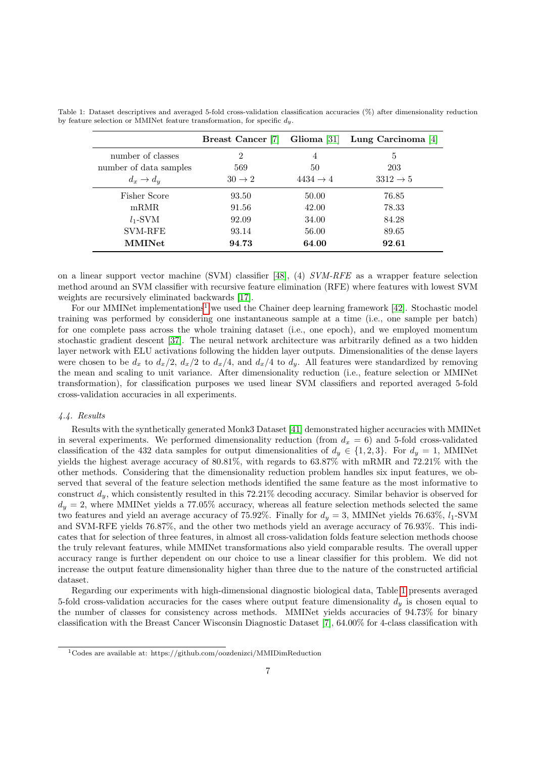Table 1: Dataset descriptives and averaged 5-fold cross-validation classification accuracies (%) after dimensionality reduction by feature selection or MMINet feature transformation, for specific $d_y$.

| | **Breast Cancer** [7] | **Glioma** [31] | **Lung Carcinoma** [4] |
|---|---|---|---|
| number of classes | 2 | 4 | 5 |
| number of data samples | 569 | 50 | 203 |
| $d_x \to d_y$ | $30 \to 2$ | $4434 \to 4$ | $3312 \to 5$ |
| Fisher Score | 93.50 | 50.00 | 76.85 |
| mRMR | 91.56 | 42.00 | 78.33 |
| $l_1$-SVM | 92.09 | 34.00 | 84.28 |
| SVM-RFE | 93.14 | 56.00 | 89.65 |
| **MMINet** | **94.73** | **64.00** | **92.61** |

on a linear support vector machine (SVM) classifier [48], (4) *SVM-RFE* as a wrapper feature selection method around an SVM classifier with recursive feature elimination (RFE) where features with lowest SVM weights are recursively eliminated backwards [17].

For our MMINet implementations[1] we used the Chainer deep learning framework [42]. Stochastic model training was performed by considering one instantaneous sample at a time (i.e., one sample per batch) for one complete pass across the whole training dataset (i.e., one epoch), and we employed momentum stochastic gradient descent [37]. The neural network architecture was arbitrarily defined as a two hidden layer network with ELU activations following the hidden layer outputs. Dimensionalities of the dense layers were chosen to be $d_x$ to $d_x/2$, $d_x/2$ to $d_x/4$, and $d_x/4$ to $d_y$. All features were standardized by removing the mean and scaling to unit variance. After dimensionality reduction (i.e., feature selection or MMINet transformation), for classification purposes we used linear SVM classifiers and reported averaged 5-fold cross-validation accuracies in all experiments.

### *4.4. Results*

Results with the synthetically generated Monk3 Dataset [41] demonstrated higher accuracies with MMINet in several experiments. We performed dimensionality reduction (from $d_x = 6$) and 5-fold cross-validated classification of the 432 data samples for output dimensionalities of $d_y \in \{1, 2, 3\}$. For $d_y = 1$, MMINet yields the highest average accuracy of 80.81%, with regards to 63.87% with mRMR and 72.21% with the other methods. Considering that the dimensionality reduction problem handles six input features, we observed that several of the feature selection methods identified the same feature as the most informative to construct $d_y$, which consistently resulted in this 72.21% decoding accuracy. Similar behavior is observed for $d_y = 2$, where MMINet yields a 77.05% accuracy, whereas all feature selection methods selected the same two features and yield an average accuracy of 75.92%. Finally for $d_y = 3$, MMINet yields 76.63%, $l_1$-SVM and SVM-RFE yields 76.87%, and the other two methods yield an average accuracy of 76.93%. This indicates that for selection of three features, in almost all cross-validation folds feature selection methods choose the truly relevant features, while MMINet transformations also yield comparable results. The overall upper accuracy range is further dependent on our choice to use a linear classifier for this problem. We did not increase the output feature dimensionality higher than three due to the nature of the constructed artificial dataset.

Regarding our experiments with high-dimensional diagnostic biological data, Table 1 presents averaged 5-fold cross-validation accuracies for the cases where output feature dimensionality $d_y$ is chosen equal to the number of classes for consistency across methods. MMINet yields accuracies of 94.73% for binary classification with the Breast Cancer Wisconsin Diagnostic Dataset [7], 64.00% for 4-class classification with

[1] Codes are available at: https://github.com/oozdenizci/MMIDimReduction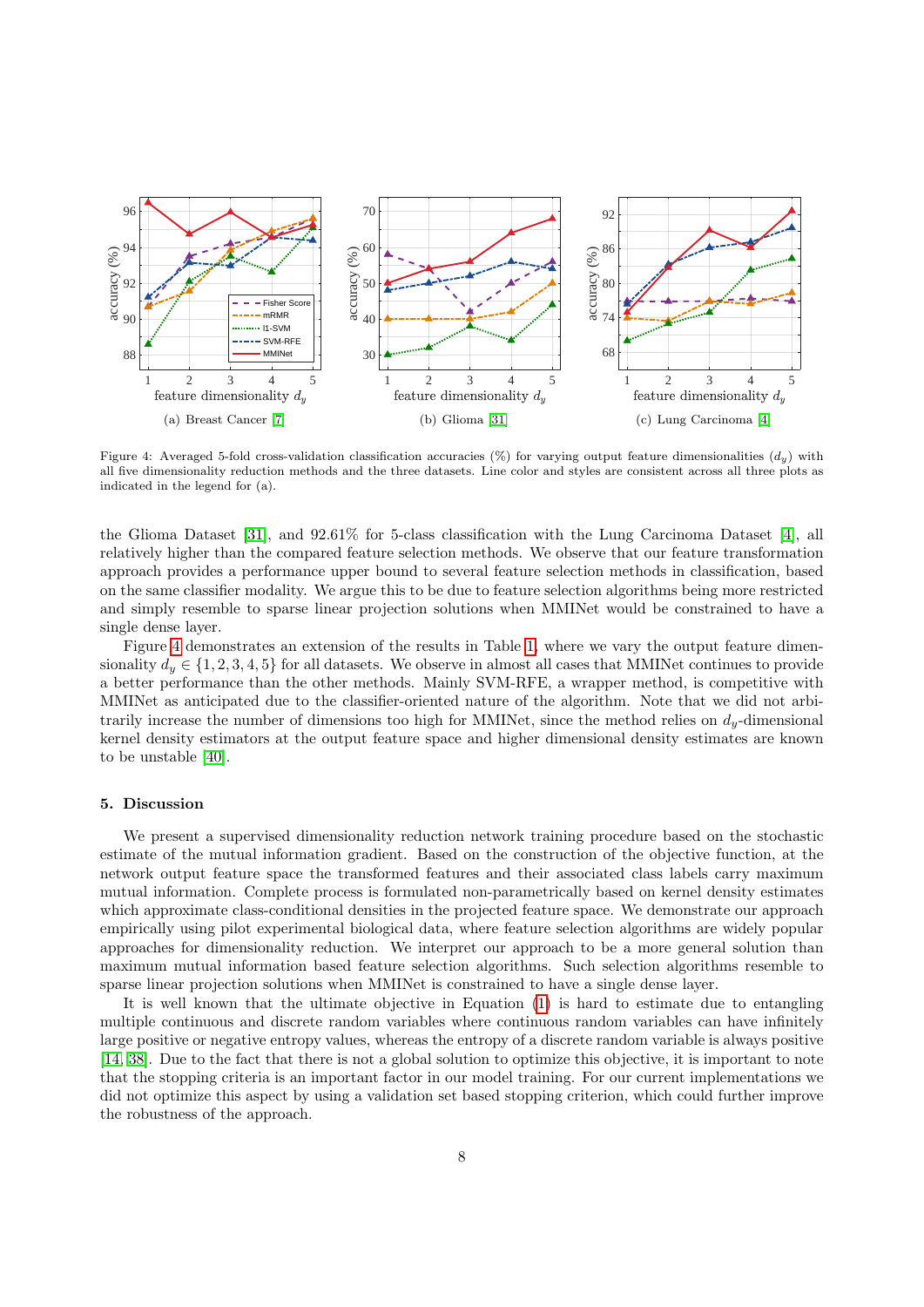Figure 4: Averaged 5-fold cross-validation classification accuracies (%) for varying output feature dimensionalities ($d_y$) with all five dimensionality reduction methods and the three datasets. Line color and styles are consistent across all three plots as indicated in the legend for (a).

the Glioma Dataset [31], and 92.61% for 5-class classification with the Lung Carcinoma Dataset [4], all relatively higher than the compared feature selection methods. We observe that our feature transformation approach provides a performance upper bound to several feature selection methods in classification, based on the same classifier modality. We argue this to be due to feature selection algorithms being more restricted and simply resemble to sparse linear projection solutions when MMINet would be constrained to have a single dense layer.

Figure 4 demonstrates an extension of the results in Table 1, where we vary the output feature dimensionality $d_y \in \{1, 2, 3, 4, 5\}$ for all datasets. We observe in almost all cases that MMINet continues to provide a better performance than the other methods. Mainly SVM-RFE, a wrapper method, is competitive with MMINet as anticipated due to the classifier-oriented nature of the algorithm. Note that we did not arbitrarily increase the number of dimensions too high for MMINet, since the method relies on $d_y$-dimensional kernel density estimators at the output feature space and higher dimensional density estimates are known to be unstable [40].

## 5. Discussion

We present a supervised dimensionality reduction network training procedure based on the stochastic estimate of the mutual information gradient. Based on the construction of the objective function, at the network output feature space the transformed features and their associated class labels carry maximum mutual information. Complete process is formulated non-parametrically based on kernel density estimates which approximate class-conditional densities in the projected feature space. We demonstrate our approach empirically using pilot experimental biological data, where feature selection algorithms are widely popular approaches for dimensionality reduction. We interpret our approach to be a more general solution than maximum mutual information based feature selection algorithms. Such selection algorithms resemble to sparse linear projection solutions when MMINet is constrained to have a single dense layer.

It is well known that the ultimate objective in Equation (1) is hard to estimate due to entangling multiple continuous and discrete random variables where continuous random variables can have infinitely large positive or negative entropy values, whereas the entropy of a discrete random variable is always positive [14, 38]. Due to the fact that there is not a global solution to optimize this objective, it is important to note that the stopping criteria is an important factor in our model training. For our current implementations we did not optimize this aspect by using a validation set based stopping criterion, which could further improve the robustness of the approach.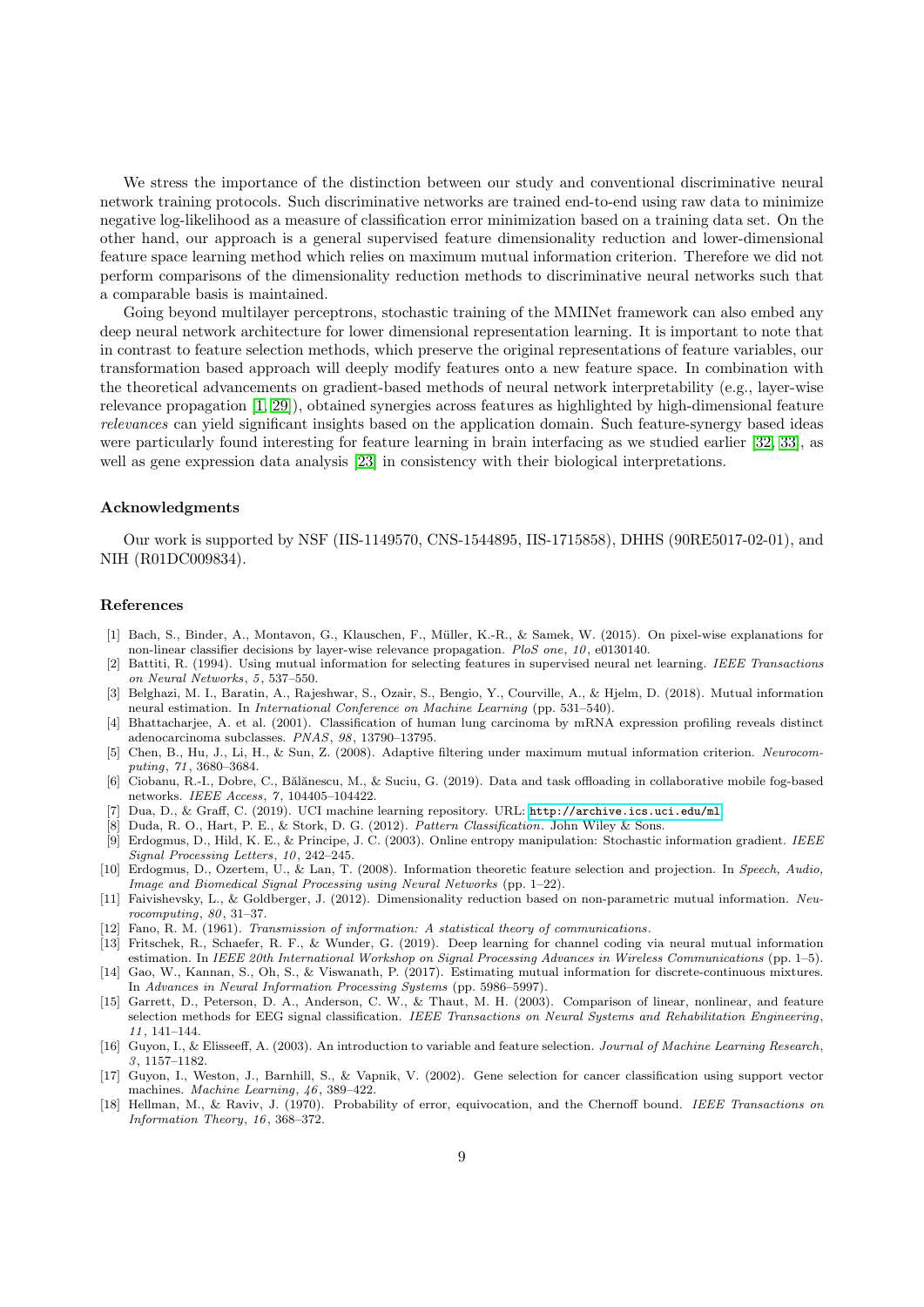We stress the importance of the distinction between our study and conventional discriminative neural network training protocols. Such discriminative networks are trained end-to-end using raw data to minimize negative log-likelihood as a measure of classification error minimization based on a training data set. On the other hand, our approach is a general supervised feature dimensionality reduction and lower-dimensional feature space learning method which relies on maximum mutual information criterion. Therefore we did not perform comparisons of the dimensionality reduction methods to discriminative neural networks such that a comparable basis is maintained.

Going beyond multilayer perceptrons, stochastic training of the MMINet framework can also embed any deep neural network architecture for lower dimensional representation learning. It is important to note that in contrast to feature selection methods, which preserve the original representations of feature variables, our transformation based approach will deeply modify features onto a new feature space. In combination with the theoretical advancements on gradient-based methods of neural network interpretability (e.g., layer-wise relevance propagation [1, 29]), obtained synergies across features as highlighted by high-dimensional feature *relevances* can yield significant insights based on the application domain. Such feature-synergy based ideas were particularly found interesting for feature learning in brain interfacing as we studied earlier [32, 33], as well as gene expression data analysis [23] in consistency with their biological interpretations.

## Acknowledgments

Our work is supported by NSF (IIS-1149570, CNS-1544895, IIS-1715858), DHHS (90RE5017-02-01), and NIH (R01DC009834).

## References

[1] Bach, S., Binder, A., Montavon, G., Klauschen, F., Müller, K.-R., & Samek, W. (2015). On pixel-wise explanations for non-linear classifier decisions by layer-wise relevance propagation. *PloS one*, *10*, e0130140.

[2] Battiti, R. (1994). Using mutual information for selecting features in supervised neural net learning. *IEEE Transactions on Neural Networks*, *5*, 537–550.

[3] Belghazi, M. I., Baratin, A., Rajeshwar, S., Ozair, S., Bengio, Y., Courville, A., & Hjelm, D. (2018). Mutual information neural estimation. In *International Conference on Machine Learning* (pp. 531–540).

[4] Bhattacharjee, A. et al. (2001). Classification of human lung carcinoma by mRNA expression profiling reveals distinct adenocarcinoma subclasses. *PNAS*, *98*, 13790–13795.

[5] Chen, B., Hu, J., Li, H., & Sun, Z. (2008). Adaptive filtering under maximum mutual information criterion. *Neurocomputing*, *71*, 3680–3684.

[6] Ciobanu, R.-I., Dobre, C., Bălănescu, M., & Suciu, G. (2019). Data and task offloading in collaborative mobile fog-based networks. *IEEE Access*, *7*, 104405–104422.

[7] Dua, D., & Graff, C. (2019). UCI machine learning repository. URL: http://archive.ics.uci.edu/ml.

[8] Duda, R. O., Hart, P. E., & Stork, D. G. (2012). *Pattern Classification*. John Wiley & Sons.

[9] Erdogmus, D., Hild, K. E., & Principe, J. C. (2003). Online entropy manipulation: Stochastic information gradient. *IEEE Signal Processing Letters*, *10*, 242–245.

[10] Erdogmus, D., Ozertem, U., & Lan, T. (2008). Information theoretic feature selection and projection. In *Speech, Audio, Image and Biomedical Signal Processing using Neural Networks* (pp. 1–22).

[11] Faivishevsky, L., & Goldberger, J. (2012). Dimensionality reduction based on non-parametric mutual information. *Neurocomputing*, *80*, 31–37.

[12] Fano, R. M. (1961). *Transmission of information: A statistical theory of communications*.

[13] Fritschek, R., Schaefer, R. F., & Wunder, G. (2019). Deep learning for channel coding via neural mutual information estimation. In *IEEE 20th International Workshop on Signal Processing Advances in Wireless Communications* (pp. 1–5).

[14] Gao, W., Kannan, S., Oh, S., & Viswanath, P. (2017). Estimating mutual information for discrete-continuous mixtures. In *Advances in Neural Information Processing Systems* (pp. 5986–5997).

[15] Garrett, D., Peterson, D. A., Anderson, C. W., & Thaut, M. H. (2003). Comparison of linear, nonlinear, and feature selection methods for EEG signal classification. *IEEE Transactions on Neural Systems and Rehabilitation Engineering*, *11*, 141–144.

[16] Guyon, I., & Elisseeff, A. (2003). An introduction to variable and feature selection. *Journal of Machine Learning Research*, *3*, 1157–1182.

[17] Guyon, I., Weston, J., Barnhill, S., & Vapnik, V. (2002). Gene selection for cancer classification using support vector machines. *Machine Learning*, *46*, 389–422.

[18] Hellman, M., & Raviv, J. (1970). Probability of error, equivocation, and the Chernoff bound. *IEEE Transactions on Information Theory*, *16*, 368–372.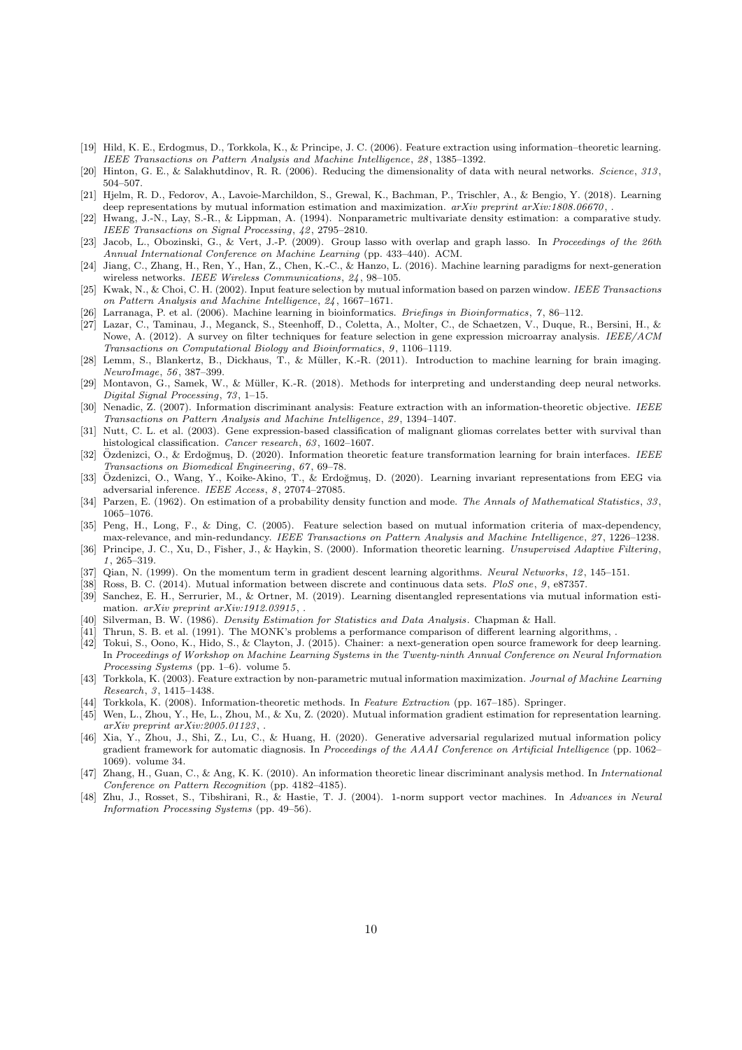[19] Hild, K. E., Erdogmus, D., Torkkola, K., & Principe, J. C. (2006). Feature extraction using information–theoretic learning. *IEEE Transactions on Pattern Analysis and Machine Intelligence*, *28*, 1385–1392.

[20] Hinton, G. E., & Salakhutdinov, R. R. (2006). Reducing the dimensionality of data with neural networks. *Science*, *313*, 504–507.

[21] Hjelm, R. D., Fedorov, A., Lavoie-Marchildon, S., Grewal, K., Bachman, P., Trischler, A., & Bengio, Y. (2018). Learning deep representations by mutual information estimation and maximization. *arXiv preprint arXiv:1808.06670*, .

[22] Hwang, J.-N., Lay, S.-R., & Lippman, A. (1994). Nonparametric multivariate density estimation: a comparative study. *IEEE Transactions on Signal Processing*, *42*, 2795–2810.

[23] Jacob, L., Obozinski, G., & Vert, J.-P. (2009). Group lasso with overlap and graph lasso. In *Proceedings of the 26th Annual International Conference on Machine Learning* (pp. 433–440). ACM.

[24] Jiang, C., Zhang, H., Ren, Y., Han, Z., Chen, K.-C., & Hanzo, L. (2016). Machine learning paradigms for next-generation wireless networks. *IEEE Wireless Communications*, *24*, 98–105.

[25] Kwak, N., & Choi, C. H. (2002). Input feature selection by mutual information based on parzen window. *IEEE Transactions on Pattern Analysis and Machine Intelligence*, *24*, 1667–1671.

[26] Larranaga, P. et al. (2006). Machine learning in bioinformatics. *Briefings in Bioinformatics*, *7*, 86–112.

[27] Lazar, C., Taminau, J., Meganck, S., Steenhoff, D., Coletta, A., Molter, C., de Schaetzen, V., Duque, R., Bersini, H., & Nowe, A. (2012). A survey on filter techniques for feature selection in gene expression microarray analysis. *IEEE/ACM Transactions on Computational Biology and Bioinformatics*, *9*, 1106–1119.

[28] Lemm, S., Blankertz, B., Dickhaus, T., & Müller, K.-R. (2011). Introduction to machine learning for brain imaging. *NeuroImage*, *56*, 387–399.

[29] Montavon, G., Samek, W., & Müller, K.-R. (2018). Methods for interpreting and understanding deep neural networks. *Digital Signal Processing*, *73*, 1–15.

[30] Nenadic, Z. (2007). Information discriminant analysis: Feature extraction with an information-theoretic objective. *IEEE Transactions on Pattern Analysis and Machine Intelligence*, *29*, 1394–1407.

[31] Nutt, C. L. et al. (2003). Gene expression-based classification of malignant gliomas correlates better with survival than histological classification. *Cancer research*, *63*, 1602–1607.

[32] Özdenizci, O., & Erdoğmuş, D. (2020). Information theoretic feature transformation learning for brain interfaces. *IEEE Transactions on Biomedical Engineering*, *67*, 69–78.

[33] Özdenizci, O., Wang, Y., Koike-Akino, T., & Erdoğmuş, D. (2020). Learning invariant representations from EEG via adversarial inference. *IEEE Access*, *8*, 27074–27085.

[34] Parzen, E. (1962). On estimation of a probability density function and mode. *The Annals of Mathematical Statistics*, *33*, 1065–1076.

[35] Peng, H., Long, F., & Ding, C. (2005). Feature selection based on mutual information criteria of max-dependency, max-relevance, and min-redundancy. *IEEE Transactions on Pattern Analysis and Machine Intelligence*, *27*, 1226–1238.

[36] Principe, J. C., Xu, D., Fisher, J., & Haykin, S. (2000). Information theoretic learning. *Unsupervised Adaptive Filtering*, *1*, 265–319.

[37] Qian, N. (1999). On the momentum term in gradient descent learning algorithms. *Neural Networks*, *12*, 145–151.

[38] Ross, B. C. (2014). Mutual information between discrete and continuous data sets. *PloS one*, *9*, e87357.

[39] Sanchez, E. H., Serrurier, M., & Ortner, M. (2019). Learning disentangled representations via mutual information estimation. *arXiv preprint arXiv:1912.03915*, .

[40] Silverman, B. W. (1986). *Density Estimation for Statistics and Data Analysis*. Chapman & Hall.

[41] Thrun, S. B. et al. (1991). The MONK's problems a performance comparison of different learning algorithms, .

[42] Tokui, S., Oono, K., Hido, S., & Clayton, J. (2015). Chainer: a next-generation open source framework for deep learning. In *Proceedings of Workshop on Machine Learning Systems in the Twenty-ninth Annual Conference on Neural Information Processing Systems* (pp. 1–6). volume 5.

[43] Torkkola, K. (2003). Feature extraction by non-parametric mutual information maximization. *Journal of Machine Learning Research*, *3*, 1415–1438.

[44] Torkkola, K. (2008). Information-theoretic methods. In *Feature Extraction* (pp. 167–185). Springer.

[45] Wen, L., Zhou, Y., He, L., Zhou, M., & Xu, Z. (2020). Mutual information gradient estimation for representation learning. *arXiv preprint arXiv:2005.01123*, .

[46] Xia, Y., Zhou, J., Shi, Z., Lu, C., & Huang, H. (2020). Generative adversarial regularized mutual information policy gradient framework for automatic diagnosis. In *Proceedings of the AAAI Conference on Artificial Intelligence* (pp. 1062–1069). volume 34.

[47] Zhang, H., Guan, C., & Ang, K. K. (2010). An information theoretic linear discriminant analysis method. In *International Conference on Pattern Recognition* (pp. 4182–4185).

[48] Zhu, J., Rosset, S., Tibshirani, R., & Hastie, T. J. (2004). 1-norm support vector machines. In *Advances in Neural Information Processing Systems* (pp. 49–56).